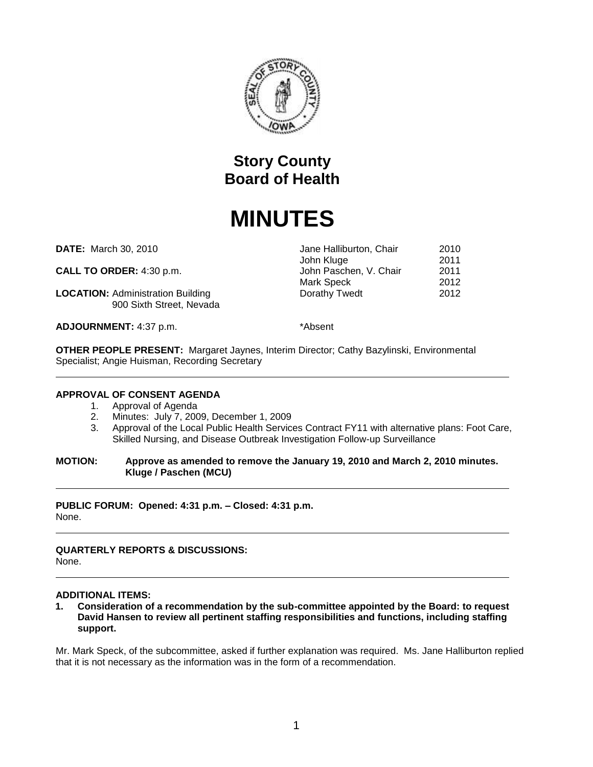# Story County
# Board of Health

# MINUTES

**DATE:** March 30, 2010

**CALL TO ORDER:** 4:30 p.m.

**LOCATION:** Administration Building
900 Sixth Street, Nevada

**ADJOURNMENT:** 4:37 p.m.

| | |
|---|---|
| Jane Halliburton, Chair | 2010 |
| John Kluge | 2011 |
| John Paschen, V. Chair | 2011 |
| Mark Speck | 2012 |
| Dorathy Twedt | 2012 |

*Absent

**OTHER PEOPLE PRESENT:** Margaret Jaynes, Interim Director; Cathy Bazylinski, Environmental Specialist; Angie Huisman, Recording Secretary

---

**APPROVAL OF CONSENT AGENDA**

1. Approval of Agenda
2. Minutes: July 7, 2009, December 1, 2009
3. Approval of the Local Public Health Services Contract FY11 with alternative plans: Foot Care, Skilled Nursing, and Disease Outbreak Investigation Follow-up Surveillance

**MOTION: Approve as amended to remove the January 19, 2010 and March 2, 2010 minutes. Kluge / Paschen (MCU)**

---

**PUBLIC FORUM: Opened: 4:31 p.m. – Closed: 4:31 p.m.**
None.

---

**QUARTERLY REPORTS & DISCUSSIONS:**
None.

---

**ADDITIONAL ITEMS:**

**1. Consideration of a recommendation by the sub-committee appointed by the Board: to request David Hansen to review all pertinent staffing responsibilities and functions, including staffing support.**

Mr. Mark Speck, of the subcommittee, asked if further explanation was required. Ms. Jane Halliburton replied that it is not necessary as the information was in the form of a recommendation.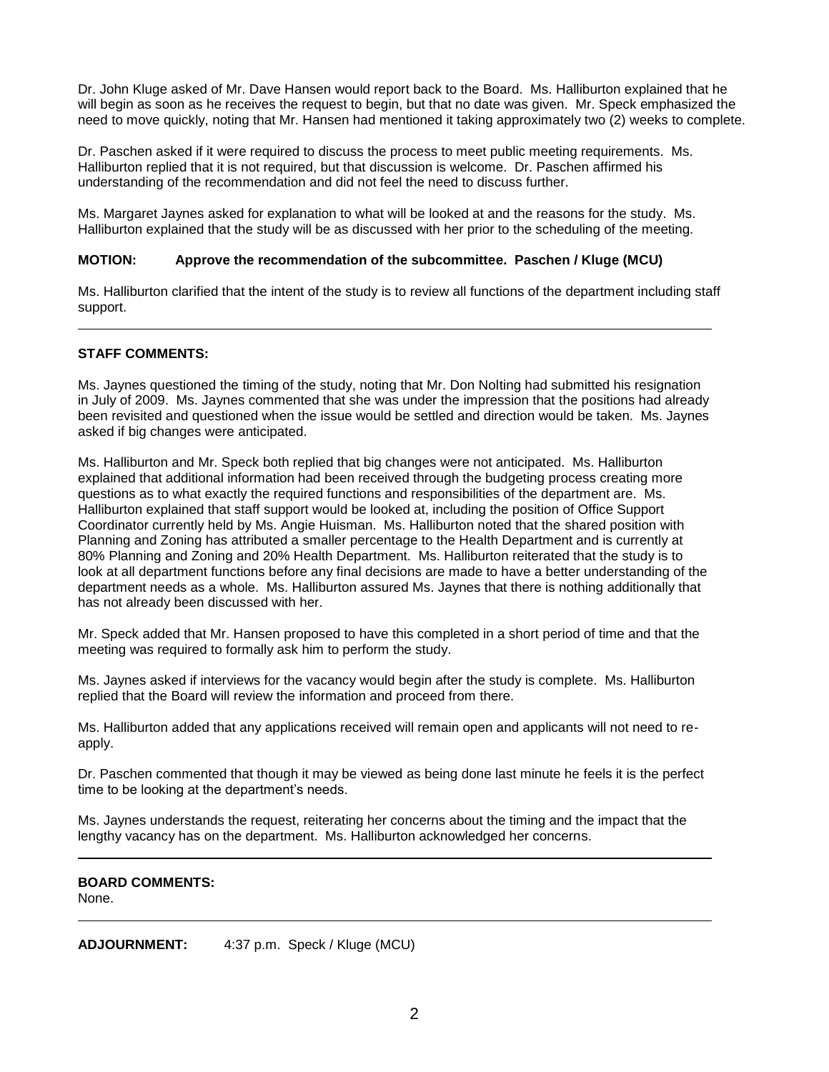Dr. John Kluge asked of Mr. Dave Hansen would report back to the Board. Ms. Halliburton explained that he will begin as soon as he receives the request to begin, but that no date was given. Mr. Speck emphasized the need to move quickly, noting that Mr. Hansen had mentioned it taking approximately two (2) weeks to complete.

Dr. Paschen asked if it were required to discuss the process to meet public meeting requirements. Ms. Halliburton replied that it is not required, but that discussion is welcome. Dr. Paschen affirmed his understanding of the recommendation and did not feel the need to discuss further.

Ms. Margaret Jaynes asked for explanation to what will be looked at and the reasons for the study. Ms. Halliburton explained that the study will be as discussed with her prior to the scheduling of the meeting.

**MOTION: Approve the recommendation of the subcommittee. Paschen / Kluge (MCU)**

Ms. Halliburton clarified that the intent of the study is to review all functions of the department including staff support.

---

**STAFF COMMENTS:**

Ms. Jaynes questioned the timing of the study, noting that Mr. Don Nolting had submitted his resignation in July of 2009. Ms. Jaynes commented that she was under the impression that the positions had already been revisited and questioned when the issue would be settled and direction would be taken. Ms. Jaynes asked if big changes were anticipated.

Ms. Halliburton and Mr. Speck both replied that big changes were not anticipated. Ms. Halliburton explained that additional information had been received through the budgeting process creating more questions as to what exactly the required functions and responsibilities of the department are. Ms. Halliburton explained that staff support would be looked at, including the position of Office Support Coordinator currently held by Ms. Angie Huisman. Ms. Halliburton noted that the shared position with Planning and Zoning has attributed a smaller percentage to the Health Department and is currently at 80% Planning and Zoning and 20% Health Department. Ms. Halliburton reiterated that the study is to look at all department functions before any final decisions are made to have a better understanding of the department needs as a whole. Ms. Halliburton assured Ms. Jaynes that there is nothing additionally that has not already been discussed with her.

Mr. Speck added that Mr. Hansen proposed to have this completed in a short period of time and that the meeting was required to formally ask him to perform the study.

Ms. Jaynes asked if interviews for the vacancy would begin after the study is complete. Ms. Halliburton replied that the Board will review the information and proceed from there.

Ms. Halliburton added that any applications received will remain open and applicants will not need to re-apply.

Dr. Paschen commented that though it may be viewed as being done last minute he feels it is the perfect time to be looking at the department's needs.

Ms. Jaynes understands the request, reiterating her concerns about the timing and the impact that the lengthy vacancy has on the department. Ms. Halliburton acknowledged her concerns.

---

**BOARD COMMENTS:**
None.

---

**ADJOURNMENT:** 4:37 p.m. Speck / Kluge (MCU)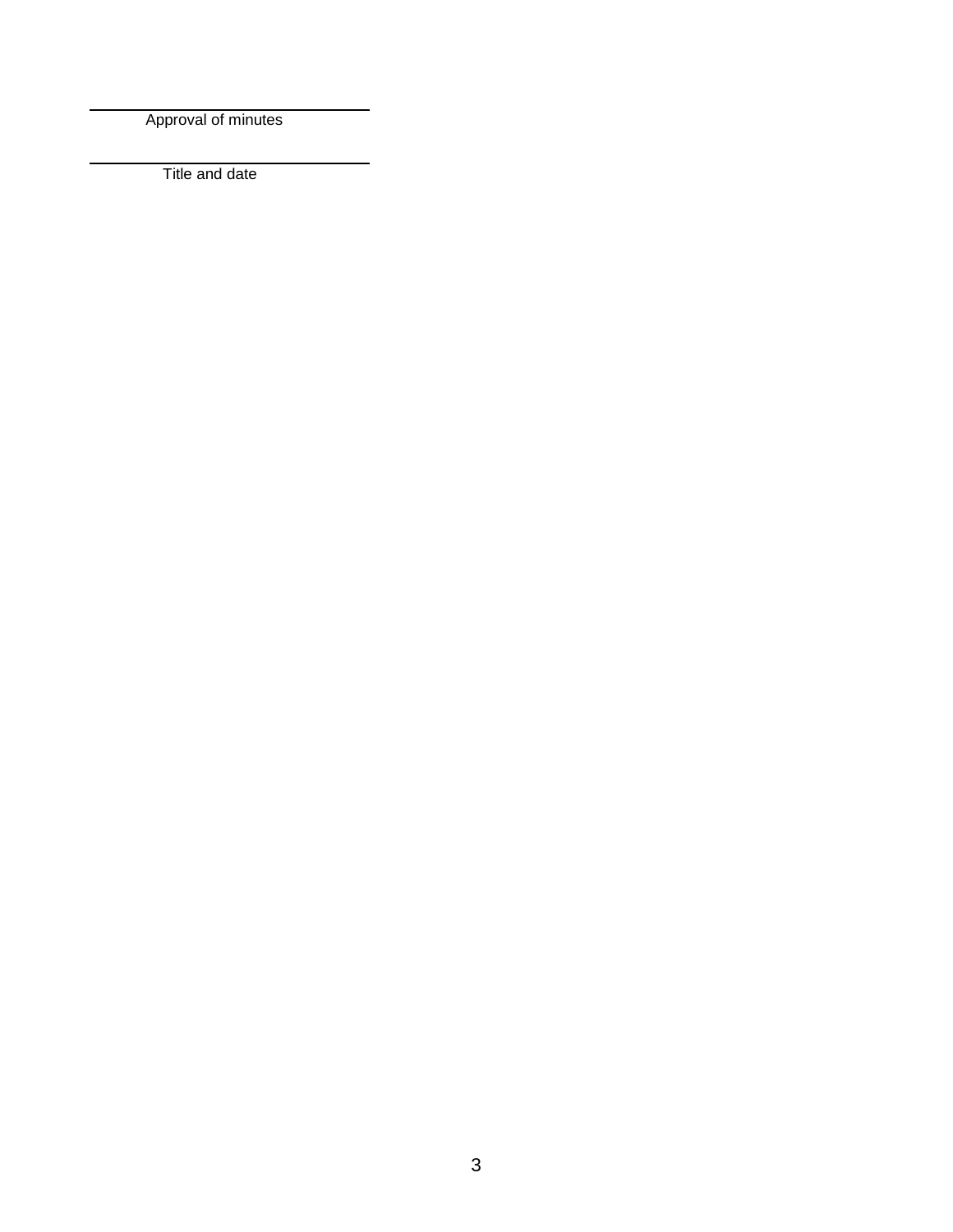\_\_\_\_\_\_\_\_\_\_\_\_\_\_\_\_\_\_\_\_\_\_\_\_\_\_\_\_\_\_\_\_

Approval of minutes

\_\_\_\_\_\_\_\_\_\_\_\_\_\_\_\_\_\_\_\_\_\_\_\_\_\_\_\_\_\_\_\_

Title and date